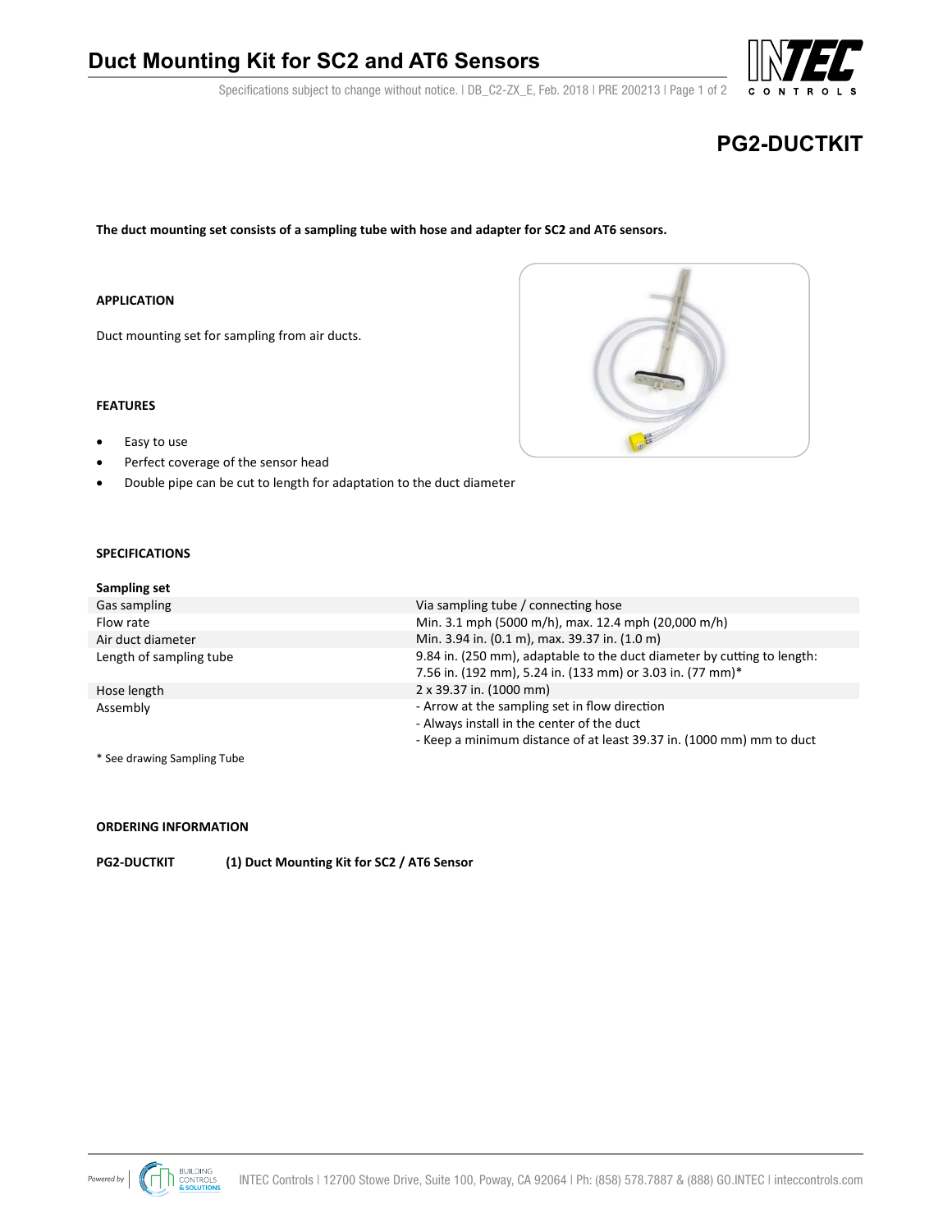# Duct Mounting Kit for SC2 and AT6 Sensors

## PG2-DUCTKIT

**The duct mounting set consists of a sampling tube with hose and adapter for SC2 and AT6 sensors.**

### APPLICATION

Duct mounting set for sampling from air ducts.

### FEATURES

- Easy to use
- Perfect coverage of the sensor head
- Double pipe can be cut to length for adaptation to the duct diameter

### SPECIFICATIONS

| **Sampling set** | |
|---|---|
| Gas sampling | Via sampling tube / connecting hose |
| Flow rate | Min. 3.1 mph (5000 m/h), max. 12.4 mph (20,000 m/h) |
| Air duct diameter | Min. 3.94 in. (0.1 m), max. 39.37 in. (1.0 m) |
| Length of sampling tube | 9.84 in. (250 mm), adaptable to the duct diameter by cutting to length: 7.56 in. (192 mm), 5.24 in. (133 mm) or 3.03 in. (77 mm)* |
| Hose length | 2 x 39.37 in. (1000 mm) |
| Assembly | - Arrow at the sampling set in flow direction<br>- Always install in the center of the duct<br>- Keep a minimum distance of at least 39.37 in. (1000 mm) mm to duct |

* See drawing Sampling Tube

### ORDERING INFORMATION

**PG2-DUCTKIT** **(1) Duct Mounting Kit for SC2 / AT6 Sensor**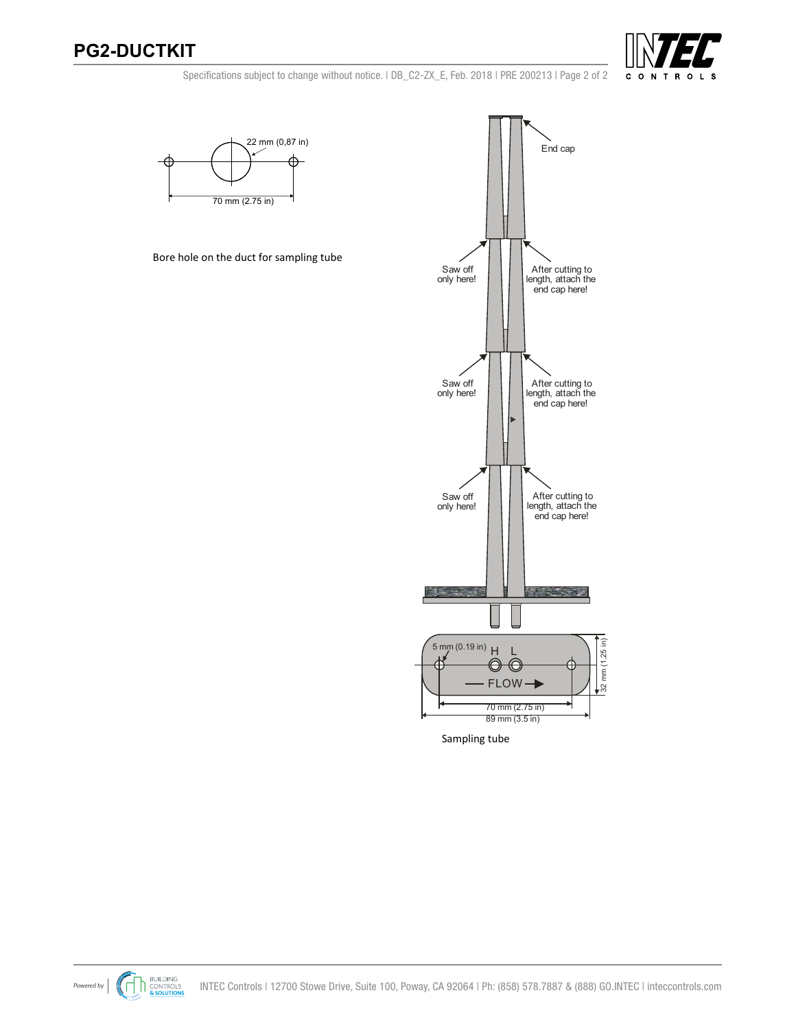22 mm (0,87 in)

70 mm (2.75 in)

Bore hole on the duct for sampling tube

End cap

Saw off only here!

After cutting to length, attach the end cap here!

Saw off only here!

After cutting to length, attach the end cap here!

Saw off only here!

After cutting to length, attach the end cap here!

5 mm (0.19 in)

H L

FLOW

32 mm (1.25 in)

70 mm (2.75 in)

89 mm (3.5 in)

Sampling tube